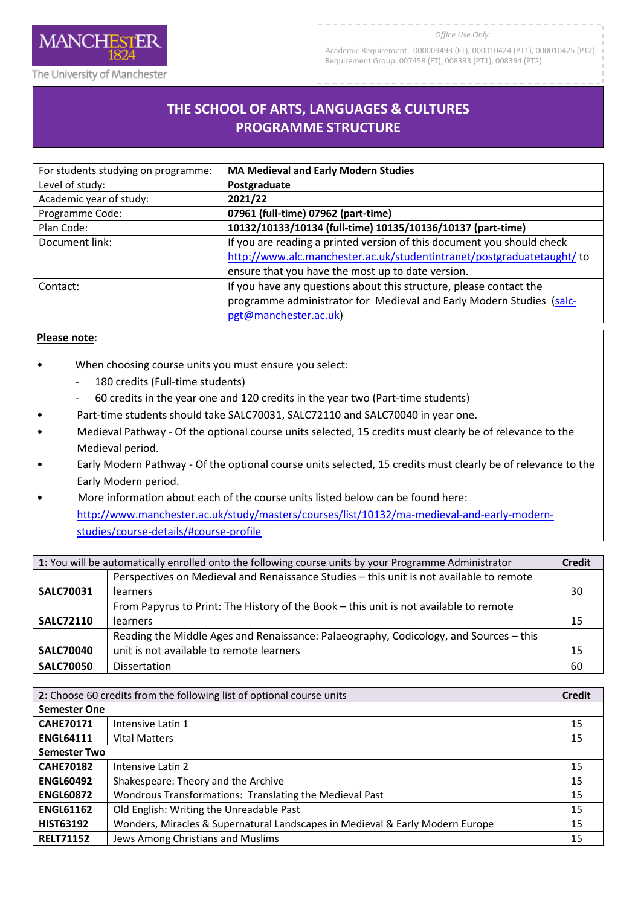MANCHESTER 1824

The University of Manchester

*Office Use Only:*

Academic Requirement: 000009493 (FT), 000010424 (PT1), 000010425 (PT2)
Requirement Group: 007458 (FT), 008393 (PT1), 008394 (PT2)

# THE SCHOOL OF ARTS, LANGUAGES & CULTURES PROGRAMME STRUCTURE

| | |
|---|---|
| For students studying on programme: | **MA Medieval and Early Modern Studies** |
| Level of study: | **Postgraduate** |
| Academic year of study: | **2021/22** |
| Programme Code: | **07961 (full-time) 07962 (part-time)** |
| Plan Code: | **10132/10133/10134 (full-time) 10135/10136/10137 (part-time)** |
| Document link: | If you are reading a printed version of this document you should check http://www.alc.manchester.ac.uk/studentintranet/postgraduatetaught/ to ensure that you have the most up to date version. |
| Contact: | If you have any questions about this structure, please contact the programme administrator for Medieval and Early Modern Studies (salc-pgt@manchester.ac.uk) |

**Please note**:

- When choosing course units you must ensure you select:
  - 180 credits (Full-time students)
  - 60 credits in the year one and 120 credits in the year two (Part-time students)
- Part-time students should take SALC70031, SALC72110 and SALC70040 in year one.
- Medieval Pathway - Of the optional course units selected, 15 credits must clearly be of relevance to the Medieval period.
- Early Modern Pathway - Of the optional course units selected, 15 credits must clearly be of relevance to the Early Modern period.
- More information about each of the course units listed below can be found here: http://www.manchester.ac.uk/study/masters/courses/list/10132/ma-medieval-and-early-modern-studies/course-details/#course-profile

| **1:** You will be automatically enrolled onto the following course units by your Programme Administrator | | **Credit** |
|---|---|---|
| **SALC70031** | Perspectives on Medieval and Renaissance Studies – this unit is not available to remote learners | 30 |
| **SALC72110** | From Papyrus to Print: The History of the Book – this unit is not available to remote learners | 15 |
| **SALC70040** | Reading the Middle Ages and Renaissance: Palaeography, Codicology, and Sources – this unit is not available to remote learners | 15 |
| **SALC70050** | Dissertation | 60 |

| **2:** Choose 60 credits from the following list of optional course units | | **Credit** |
|---|---|---|
| **Semester One** | | |
| **CAHE70171** | Intensive Latin 1 | 15 |
| **ENGL64111** | Vital Matters | 15 |
| **Semester Two** | | |
| **CAHE70182** | Intensive Latin 2 | 15 |
| **ENGL60492** | Shakespeare: Theory and the Archive | 15 |
| **ENGL60872** | Wondrous Transformations: Translating the Medieval Past | 15 |
| **ENGL61162** | Old English: Writing the Unreadable Past | 15 |
| **HIST63192** | Wonders, Miracles & Supernatural Landscapes in Medieval & Early Modern Europe | 15 |
| **RELT71152** | Jews Among Christians and Muslims | 15 |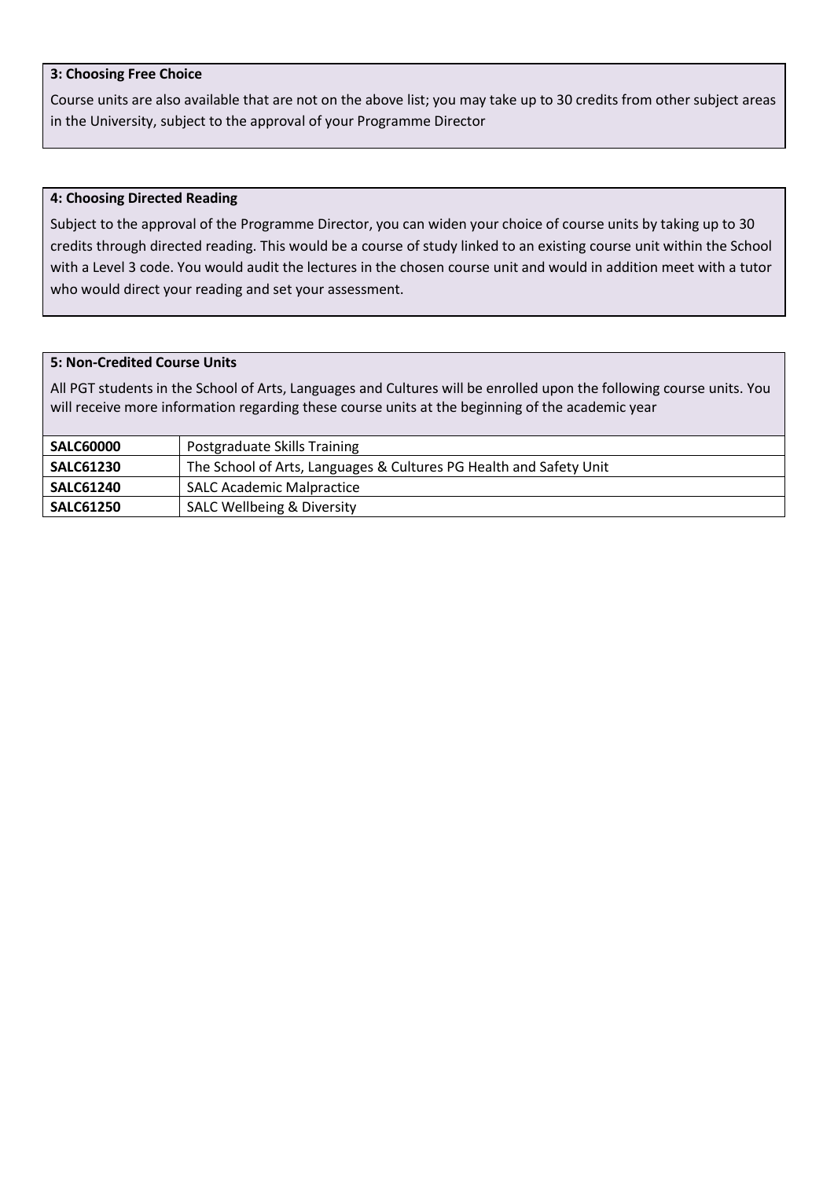### 3: Choosing Free Choice

Course units are also available that are not on the above list; you may take up to 30 credits from other subject areas in the University, subject to the approval of your Programme Director

### 4: Choosing Directed Reading

Subject to the approval of the Programme Director, you can widen your choice of course units by taking up to 30 credits through directed reading. This would be a course of study linked to an existing course unit within the School with a Level 3 code. You would audit the lectures in the chosen course unit and would in addition meet with a tutor who would direct your reading and set your assessment.

### 5: Non-Credited Course Units

All PGT students in the School of Arts, Languages and Cultures will be enrolled upon the following course units. You will receive more information regarding these course units at the beginning of the academic year

| | |
|---|---|
| **SALC60000** | Postgraduate Skills Training |
| **SALC61230** | The School of Arts, Languages & Cultures PG Health and Safety Unit |
| **SALC61240** | SALC Academic Malpractice |
| **SALC61250** | SALC Wellbeing & Diversity |